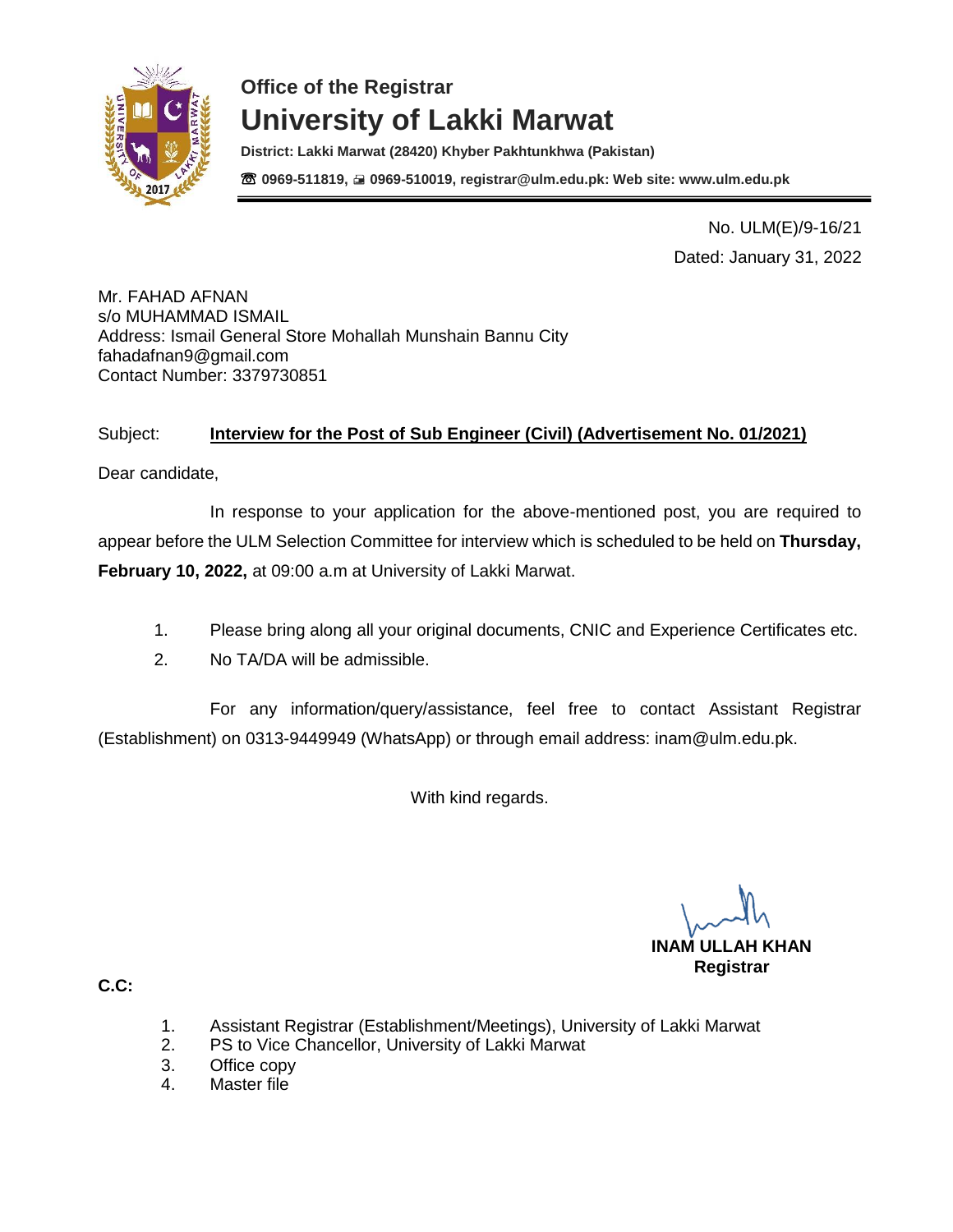### Office of the Registrar

# University of Lakki Marwat

**District: Lakki Marwat (28420) Khyber Pakhtunkhwa (Pakistan)**

**☏ 0969-511819, 🖷 0969-510019, registrar@ulm.edu.pk: Web site: www.ulm.edu.pk**

No. ULM(E)/9-16/21

Dated: January 31, 2022

Mr. FAHAD AFNAN
s/o MUHAMMAD ISMAIL
Address: Ismail General Store Mohallah Munshain Bannu City
fahadafnan9@gmail.com
Contact Number: 3379730851

Subject: **Interview for the Post of Sub Engineer (Civil) (Advertisement No. 01/2021)**

Dear candidate,

In response to your application for the above-mentioned post, you are required to appear before the ULM Selection Committee for interview which is scheduled to be held on **Thursday, February 10, 2022,** at 09:00 a.m at University of Lakki Marwat.

1. Please bring along all your original documents, CNIC and Experience Certificates etc.
2. No TA/DA will be admissible.

For any information/query/assistance, feel free to contact Assistant Registrar (Establishment) on 0313-9449949 (WhatsApp) or through email address: inam@ulm.edu.pk.

With kind regards.

**INAM ULLAH KHAN**
**Registrar**

**C.C:**

1. Assistant Registrar (Establishment/Meetings), University of Lakki Marwat
2. PS to Vice Chancellor, University of Lakki Marwat
3. Office copy
4. Master file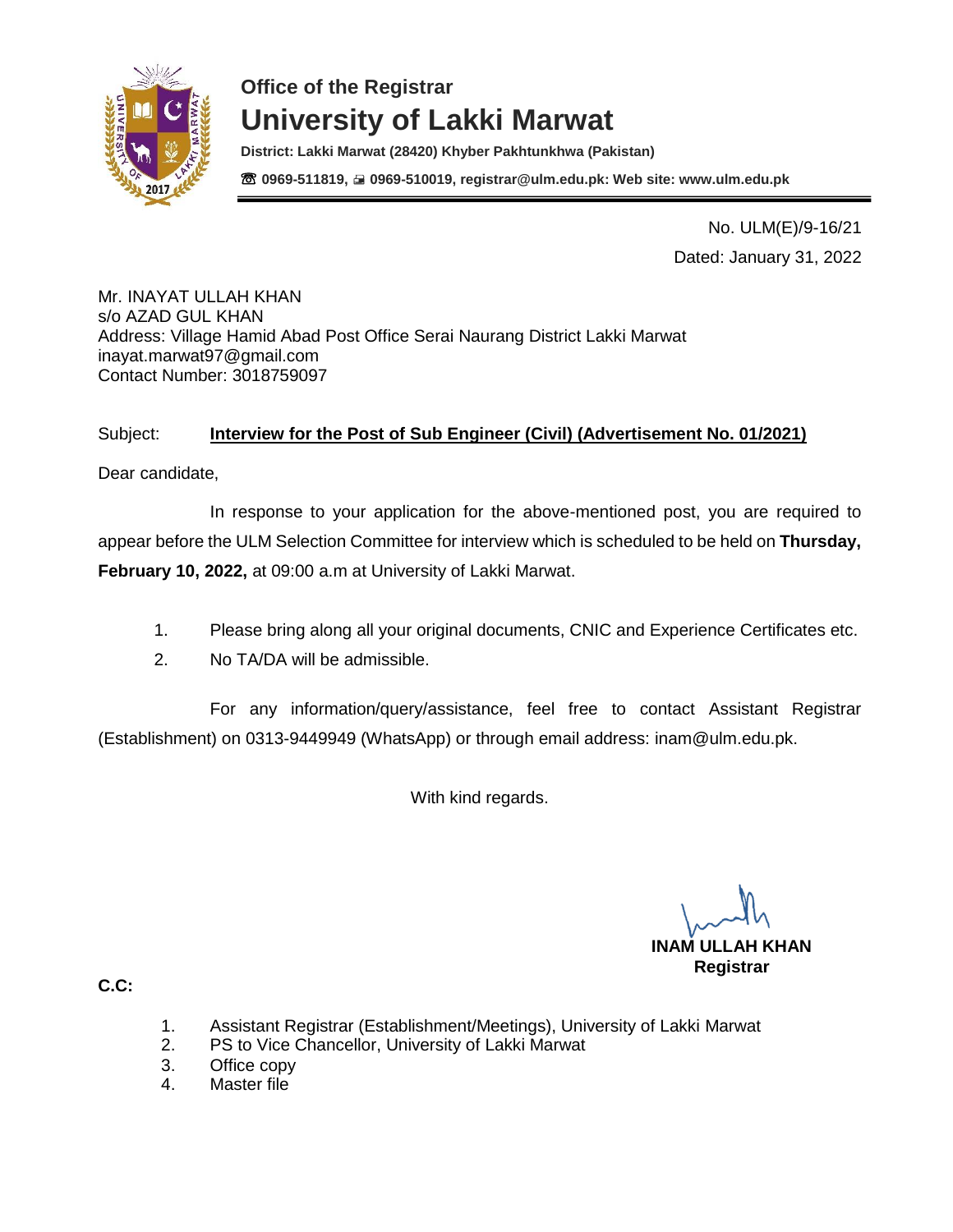**Office of the Registrar**

# University of Lakki Marwat

**District: Lakki Marwat (28420) Khyber Pakhtunkhwa (Pakistan)**

**☎ 0969-511819, 🖷 0969-510019, registrar@ulm.edu.pk: Web site: www.ulm.edu.pk**

No. ULM(E)/9-16/21

Dated: January 31, 2022

Mr. INAYAT ULLAH KHAN
s/o AZAD GUL KHAN
Address: Village Hamid Abad Post Office Serai Naurang District Lakki Marwat
inayat.marwat97@gmail.com
Contact Number: 3018759097

Subject: **Interview for the Post of Sub Engineer (Civil) (Advertisement No. 01/2021)**

Dear candidate,

In response to your application for the above-mentioned post, you are required to appear before the ULM Selection Committee for interview which is scheduled to be held on **Thursday, February 10, 2022,** at 09:00 a.m at University of Lakki Marwat.

1. Please bring along all your original documents, CNIC and Experience Certificates etc.
2. No TA/DA will be admissible.

For any information/query/assistance, feel free to contact Assistant Registrar (Establishment) on 0313-9449949 (WhatsApp) or through email address: inam@ulm.edu.pk.

With kind regards.

**INAM ULLAH KHAN**
**Registrar**

**C.C:**

1. Assistant Registrar (Establishment/Meetings), University of Lakki Marwat
2. PS to Vice Chancellor, University of Lakki Marwat
3. Office copy
4. Master file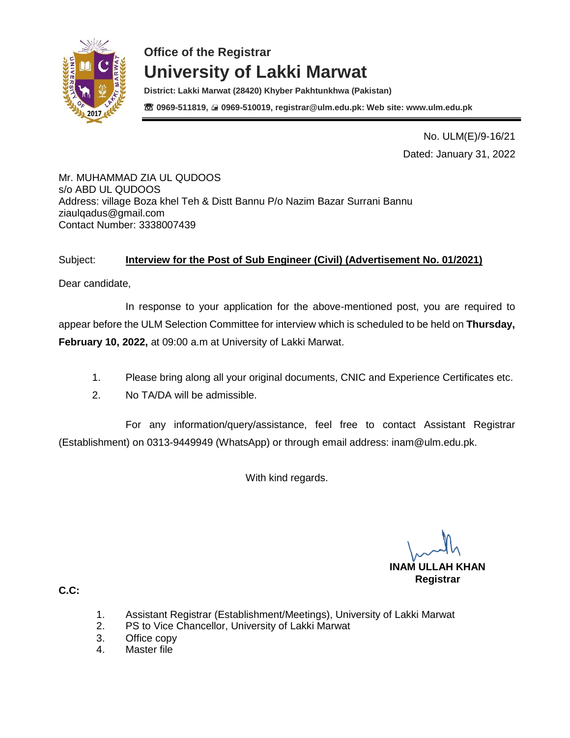**Office of the Registrar**

# University of Lakki Marwat

**District: Lakki Marwat (28420) Khyber Pakhtunkhwa (Pakistan)**

**☎ 0969-511819, 🖷 0969-510019, registrar@ulm.edu.pk: Web site: www.ulm.edu.pk**

No. ULM(E)/9-16/21

Dated: January 31, 2022

Mr. MUHAMMAD ZIA UL QUDOOS
s/o ABD UL QUDOOS
Address: village Boza khel Teh & Distt Bannu P/o Nazim Bazar Surrani Bannu
ziaulqadus@gmail.com
Contact Number: 3338007439

Subject: **Interview for the Post of Sub Engineer (Civil) (Advertisement No. 01/2021)**

Dear candidate,

In response to your application for the above-mentioned post, you are required to appear before the ULM Selection Committee for interview which is scheduled to be held on **Thursday, February 10, 2022,** at 09:00 a.m at University of Lakki Marwat.

1. Please bring along all your original documents, CNIC and Experience Certificates etc.
2. No TA/DA will be admissible.

For any information/query/assistance, feel free to contact Assistant Registrar (Establishment) on 0313-9449949 (WhatsApp) or through email address: inam@ulm.edu.pk.

With kind regards.

**INAM ULLAH KHAN**
**Registrar**

**C.C:**

1. Assistant Registrar (Establishment/Meetings), University of Lakki Marwat
2. PS to Vice Chancellor, University of Lakki Marwat
3. Office copy
4. Master file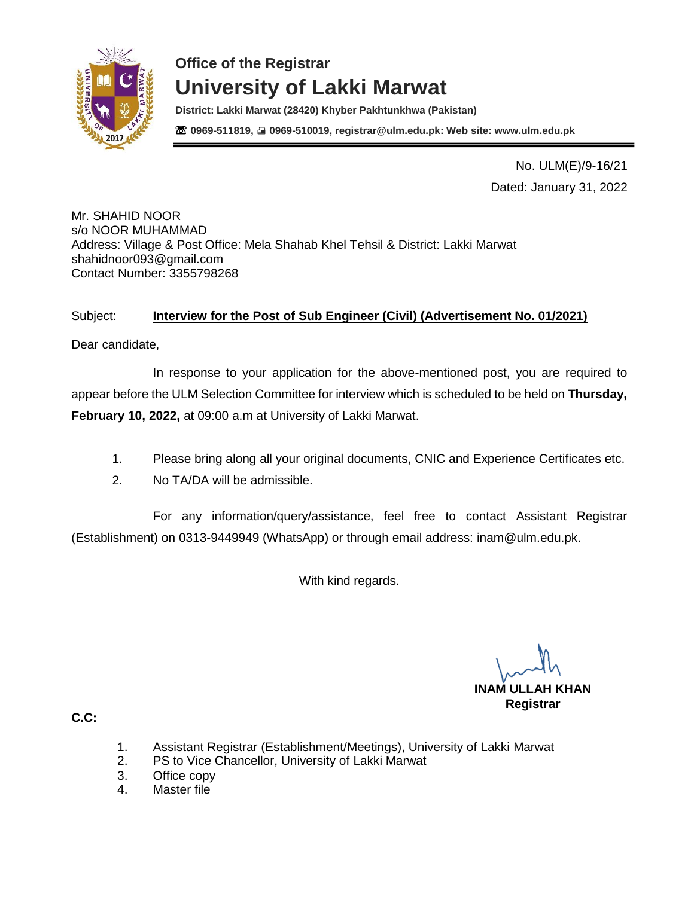**Office of the Registrar**

# University of Lakki Marwat

**District: Lakki Marwat (28420) Khyber Pakhtunkhwa (Pakistan)**

**☎ 0969-511819, 🖷 0969-510019, registrar@ulm.edu.pk: Web site: www.ulm.edu.pk**

No. ULM(E)/9-16/21

Dated: January 31, 2022

Mr. SHAHID NOOR
s/o NOOR MUHAMMAD
Address: Village & Post Office: Mela Shahab Khel Tehsil & District: Lakki Marwat
shahidnoor093@gmail.com
Contact Number: 3355798268

Subject: **Interview for the Post of Sub Engineer (Civil) (Advertisement No. 01/2021)**

Dear candidate,

In response to your application for the above-mentioned post, you are required to appear before the ULM Selection Committee for interview which is scheduled to be held on **Thursday, February 10, 2022,** at 09:00 a.m at University of Lakki Marwat.

1. Please bring along all your original documents, CNIC and Experience Certificates etc.
2. No TA/DA will be admissible.

For any information/query/assistance, feel free to contact Assistant Registrar (Establishment) on 0313-9449949 (WhatsApp) or through email address: inam@ulm.edu.pk.

With kind regards.

**INAM ULLAH KHAN**
**Registrar**

**C.C:**

1. Assistant Registrar (Establishment/Meetings), University of Lakki Marwat
2. PS to Vice Chancellor, University of Lakki Marwat
3. Office copy
4. Master file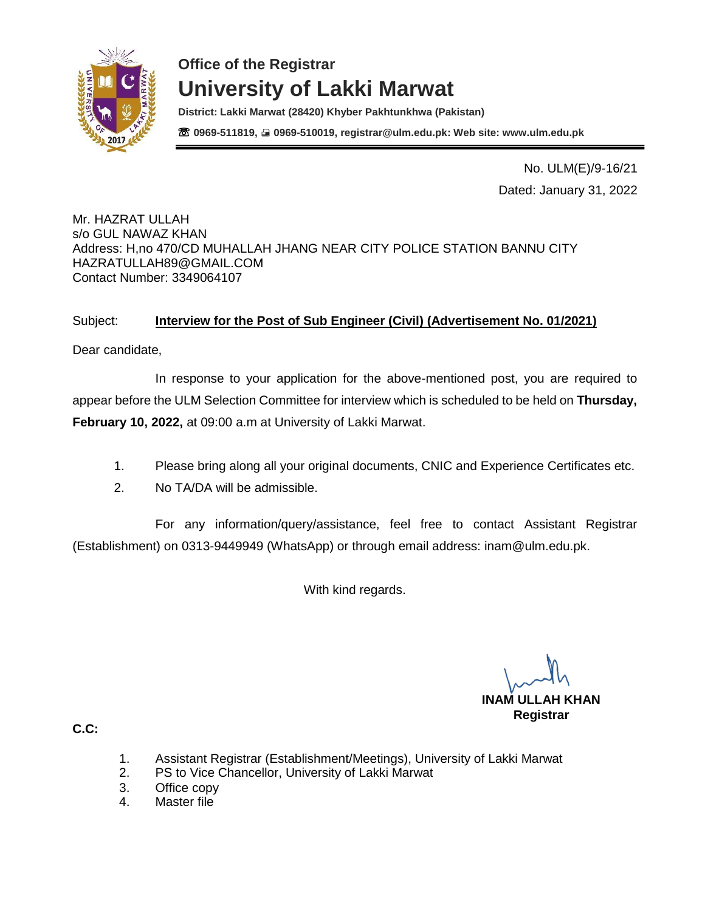**Office of the Registrar**

# University of Lakki Marwat

**District: Lakki Marwat (28420) Khyber Pakhtunkhwa (Pakistan)**

**☏ 0969-511819, 🖷 0969-510019, registrar@ulm.edu.pk: Web site: www.ulm.edu.pk**

---

No. ULM(E)/9-16/21

Dated: January 31, 2022

Mr. HAZRAT ULLAH
s/o GUL NAWAZ KHAN
Address: H,no 470/CD MUHALLAH JHANG NEAR CITY POLICE STATION BANNU CITY
HAZRATULLAH89@GMAIL.COM
Contact Number: 3349064107

Subject: **Interview for the Post of Sub Engineer (Civil) (Advertisement No. 01/2021)**

Dear candidate,

In response to your application for the above-mentioned post, you are required to appear before the ULM Selection Committee for interview which is scheduled to be held on **Thursday, February 10, 2022,** at 09:00 a.m at University of Lakki Marwat.

1. Please bring along all your original documents, CNIC and Experience Certificates etc.
2. No TA/DA will be admissible.

For any information/query/assistance, feel free to contact Assistant Registrar (Establishment) on 0313-9449949 (WhatsApp) or through email address: inam@ulm.edu.pk.

With kind regards.

**INAM ULLAH KHAN**
**Registrar**

**C.C:**

1. Assistant Registrar (Establishment/Meetings), University of Lakki Marwat
2. PS to Vice Chancellor, University of Lakki Marwat
3. Office copy
4. Master file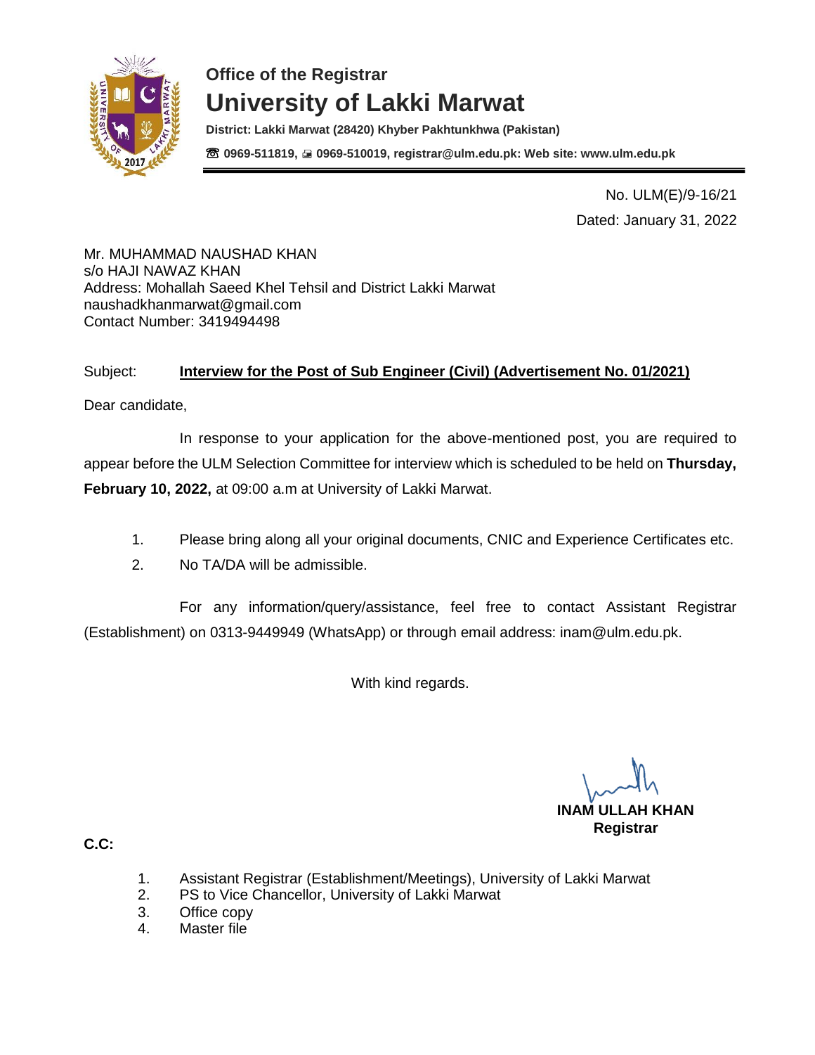## Office of the Registrar

# University of Lakki Marwat

**District: Lakki Marwat (28420) Khyber Pakhtunkhwa (Pakistan)**

**☏ 0969-511819, 🖷 0969-510019, registrar@ulm.edu.pk: Web site: www.ulm.edu.pk**

No. ULM(E)/9-16/21
Dated: January 31, 2022

Mr. MUHAMMAD NAUSHAD KHAN
s/o HAJI NAWAZ KHAN
Address: Mohallah Saeed Khel Tehsil and District Lakki Marwat
naushadkhanmarwat@gmail.com
Contact Number: 3419494498

Subject: **Interview for the Post of Sub Engineer (Civil) (Advertisement No. 01/2021)**

Dear candidate,

In response to your application for the above-mentioned post, you are required to appear before the ULM Selection Committee for interview which is scheduled to be held on **Thursday, February 10, 2022,** at 09:00 a.m at University of Lakki Marwat.

1. Please bring along all your original documents, CNIC and Experience Certificates etc.
2. No TA/DA will be admissible.

For any information/query/assistance, feel free to contact Assistant Registrar (Establishment) on 0313-9449949 (WhatsApp) or through email address: inam@ulm.edu.pk.

With kind regards.

**INAM ULLAH KHAN**
**Registrar**

**C.C:**

1. Assistant Registrar (Establishment/Meetings), University of Lakki Marwat
2. PS to Vice Chancellor, University of Lakki Marwat
3. Office copy
4. Master file